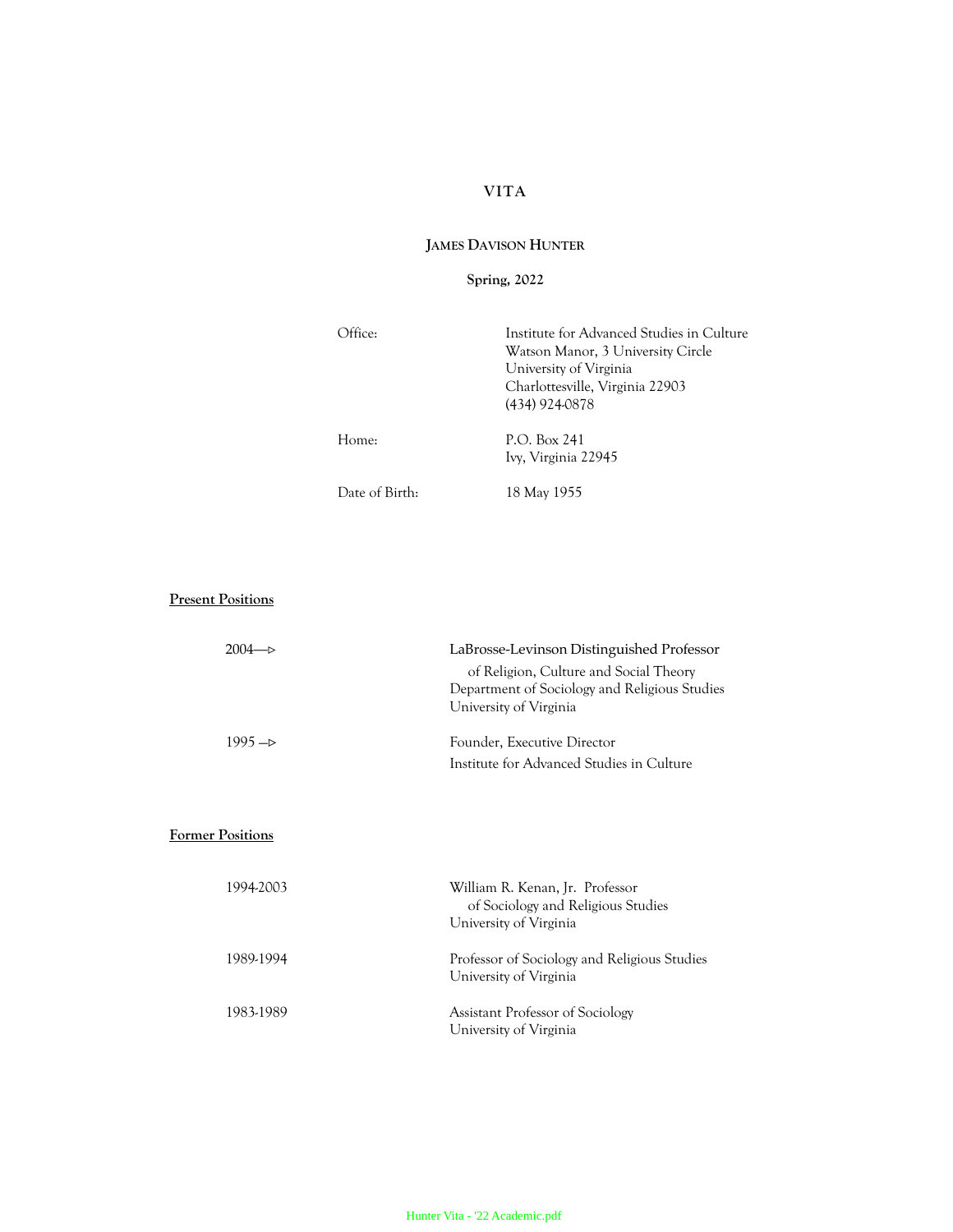# VITA

## JAMES DAVISON HUNTER

**Spring, 2022**

| | |
|---|---|
| Office: | Institute for Advanced Studies in Culture<br>Watson Manor, 3 University Circle<br>University of Virginia<br>Charlottesville, Virginia 22903<br>(434) 924-0878 |
| Home: | P.O. Box 241<br>Ivy, Virginia 22945 |
| Date of Birth: | 18 May 1955 |

### Present Positions

| | |
|---|---|
| 2004—▷ | LaBrosse-Levinson Distinguished Professor<br>of Religion, Culture and Social Theory<br>Department of Sociology and Religious Studies<br>University of Virginia |
| 1995 —▷ | Founder, Executive Director<br>Institute for Advanced Studies in Culture |

### Former Positions

| | |
|---|---|
| 1994-2003 | William R. Kenan, Jr. Professor<br>of Sociology and Religious Studies<br>University of Virginia |
| 1989-1994 | Professor of Sociology and Religious Studies<br>University of Virginia |
| 1983-1989 | Assistant Professor of Sociology<br>University of Virginia |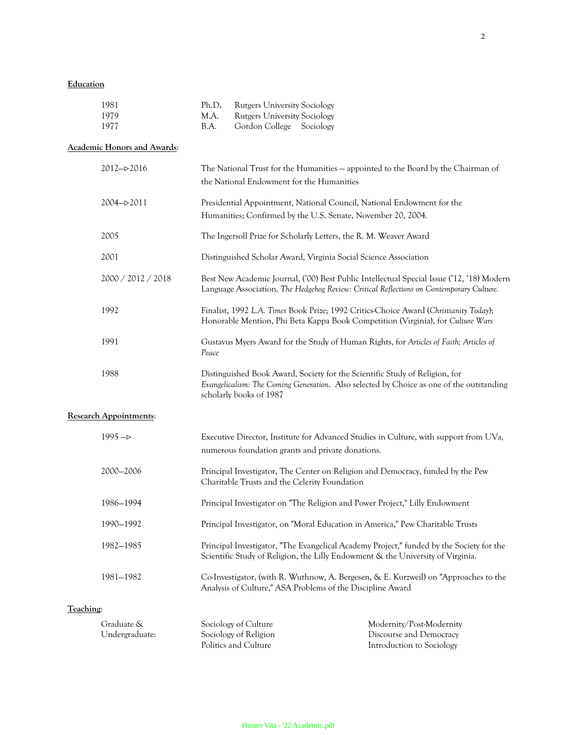**Education**

| | | | |
|---|---|---|---|
| 1981 | Ph.D. | Rutgers University | Sociology |
| 1979 | M.A. | Rutgers University | Sociology |
| 1977 | B.A. | Gordon College | Sociology |

**Academic Honors and Awards**:

2012—▷2016 — The National Trust for the Humanities — appointed to the Board by the Chairman of the National Endowment for the Humanities

2004—▷2011 — Presidential Appointment, National Council, National Endowment for the Humanities; Confirmed by the U.S. Senate, November 20, 2004.

2005 — The Ingersoll Prize for Scholarly Letters, the R. M. Weaver Award

2001 — Distinguished Scholar Award, Virginia Social Science Association

2000 / 2012 / 2018 — Best New Academic Journal, ('00) Best Public Intellectual Special Issue ('12, '18) Modern Language Association, *The Hedgehog Review: Critical Reflections on Contemporary Culture.*

1992 — Finalist, 1992 *L.A. Times* Book Prize; 1992 Critics-Choice Award (*Christianity Today*); Honorable Mention, Phi Beta Kappa Book Competition (Virginia), for *Culture Wars*

1991 — Gustavus Myers Award for the Study of Human Rights, for *Articles of Faith; Articles of Peace*

1988 — Distinguished Book Award, Society for the Scientific Study of Religion, for *Evangelicalism: The Coming Generation*. Also selected by Choice as one of the outstanding scholarly books of 1987

**Research Appointments**:

1995 —▷ — Executive Director, Institute for Advanced Studies in Culture, with support from UVa, numerous foundation grants and private donations.

2000—2006 — Principal Investigator, The Center on Religion and Democracy, funded by the Pew Charitable Trusts and the Celerity Foundation

1986—1994 — Principal Investigator on "The Religion and Power Project," Lilly Endowment

1990—1992 — Principal Investigator, on "Moral Education in America," Pew Charitable Trusts

1982—1985 — Principal Investigator, "The Evangelical Academy Project," funded by the Society for the Scientific Study of Religion, the Lilly Endowment & the University of Virginia.

1981—1982 — Co-Investigator, (with R. Wuthnow, A. Bergesen, & E. Kurzweil) on "Approaches to the Analysis of Culture," ASA Problems of the Discipline Award

**Teaching**:

Graduate & Undergraduate:

- Sociology of Culture
- Sociology of Religion
- Politics and Culture
- Modernity/Post-Modernity
- Discourse and Democracy
- Introduction to Sociology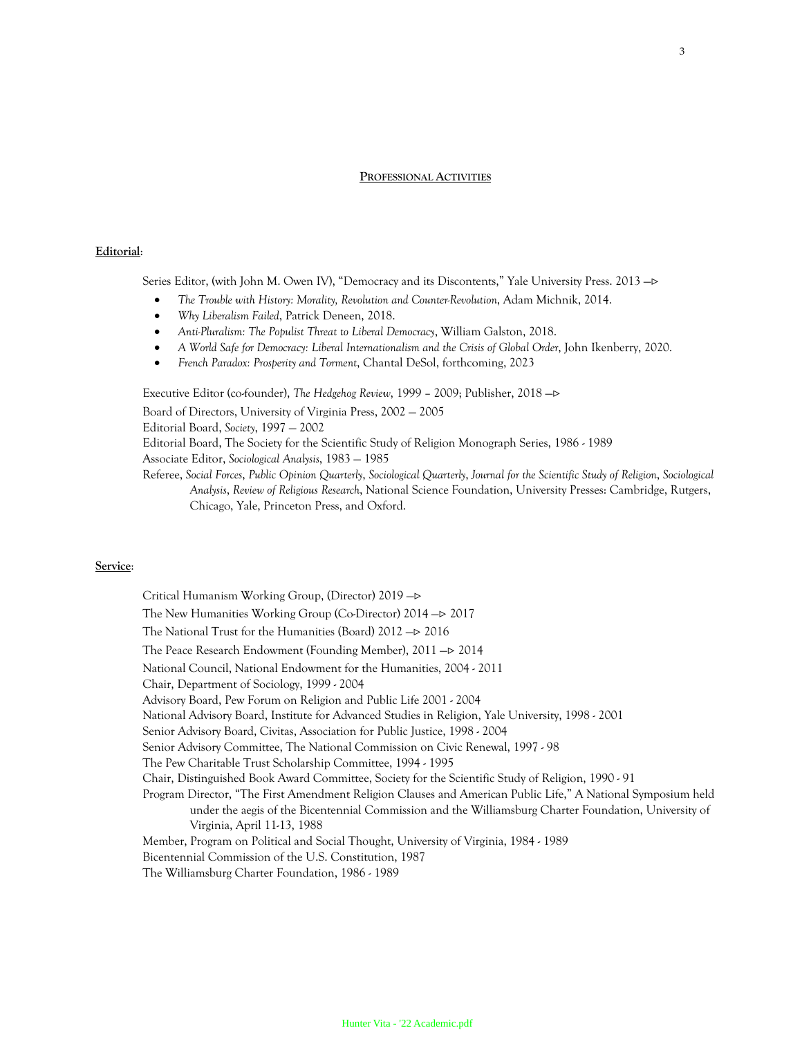## PROFESSIONAL ACTIVITIES

**Editorial**:

Series Editor, (with John M. Owen IV), "Democracy and its Discontents," Yale University Press. 2013 —▹

- *The Trouble with History: Morality, Revolution and Counter-Revolution*, Adam Michnik, 2014.
- *Why Liberalism Failed*, Patrick Deneen, 2018.
- *Anti-Pluralism: The Populist Threat to Liberal Democracy*, William Galston, 2018.
- *A World Safe for Democracy: Liberal Internationalism and the Crisis of Global Order*, John Ikenberry, 2020.
- *French Paradox: Prosperity and Torment*, Chantal DeSol, forthcoming, 2023

Executive Editor (co-founder), *The Hedgehog Review*, 1999 – 2009; Publisher, 2018 —▹

Board of Directors, University of Virginia Press, 2002 — 2005

Editorial Board, *Society*, 1997 — 2002

Editorial Board, The Society for the Scientific Study of Religion Monograph Series, 1986 - 1989

Associate Editor, *Sociological Analysis*, 1983 — 1985

Referee, *Social Forces*, *Public Opinion Quarterly*, *Sociological Quarterly*, *Journal for the Scientific Study of Religion*, *Sociological Analysis*, *Review of Religious Research*, National Science Foundation, University Presses: Cambridge, Rutgers, Chicago, Yale, Princeton Press, and Oxford.

**Service**:

Critical Humanism Working Group, (Director) 2019 —▹

The New Humanities Working Group (Co-Director) 2014 —▹ 2017

The National Trust for the Humanities (Board) 2012 —▹ 2016

The Peace Research Endowment (Founding Member), 2011 —▹ 2014

National Council, National Endowment for the Humanities, 2004 - 2011

Chair, Department of Sociology, 1999 - 2004

Advisory Board, Pew Forum on Religion and Public Life 2001 - 2004

National Advisory Board, Institute for Advanced Studies in Religion, Yale University, 1998 - 2001

Senior Advisory Board, Civitas, Association for Public Justice, 1998 - 2004

Senior Advisory Committee, The National Commission on Civic Renewal, 1997 - 98

The Pew Charitable Trust Scholarship Committee, 1994 - 1995

Chair, Distinguished Book Award Committee, Society for the Scientific Study of Religion, 1990 - 91

Program Director, "The First Amendment Religion Clauses and American Public Life," A National Symposium held under the aegis of the Bicentennial Commission and the Williamsburg Charter Foundation, University of Virginia, April 11-13, 1988

Member, Program on Political and Social Thought, University of Virginia, 1984 - 1989

Bicentennial Commission of the U.S. Constitution, 1987

The Williamsburg Charter Foundation, 1986 - 1989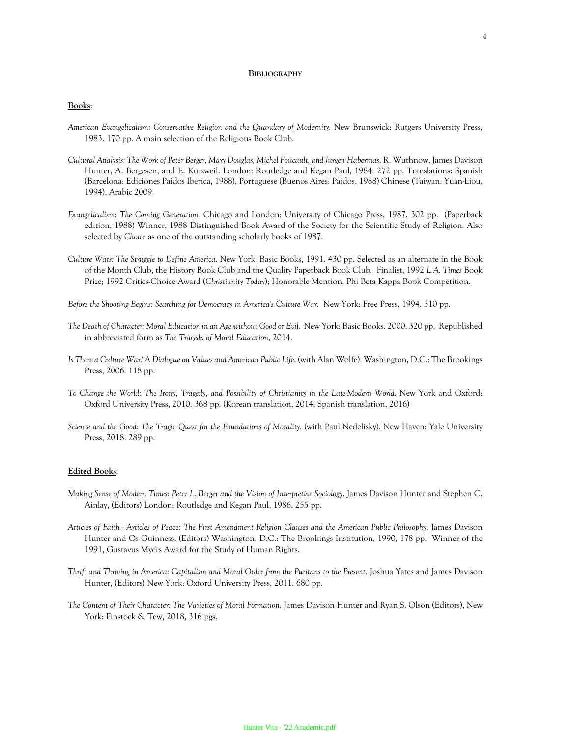## **BIBLIOGRAPHY**

### **Books**:

*American Evangelicalism: Conservative Religion and the Quandary of Modernity.* New Brunswick: Rutgers University Press, 1983. 170 pp. A main selection of the Religious Book Club.

*Cultural Analysis: The Work of Peter Berger, Mary Douglas, Michel Foucault, and Jurgen Habermas*. R. Wuthnow, James Davison Hunter, A. Bergesen, and E. Kurzweil. London: Routledge and Kegan Paul, 1984. 272 pp. Translations: Spanish (Barcelona: Ediciones Paidos Iberica, 1988), Portuguese (Buenos Aires: Paidos, 1988) Chinese (Taiwan: Yuan-Liou, 1994), Arabic 2009.

*Evangelicalism: The Coming Generation*. Chicago and London: University of Chicago Press, 1987. 302 pp. (Paperback edition, 1988) Winner, 1988 Distinguished Book Award of the Society for the Scientific Study of Religion. Also selected by *Choice* as one of the outstanding scholarly books of 1987.

*Culture Wars: The Struggle to Define America*. New York: Basic Books, 1991. 430 pp. Selected as an alternate in the Book of the Month Club, the History Book Club and the Quality Paperback Book Club. Finalist, 1992 *L.A. Times* Book Prize; 1992 Critics-Choice Award (*Christianity Today*); Honorable Mention, Phi Beta Kappa Book Competition.

*Before the Shooting Begins: Searching for Democracy in America's Culture War*. New York: Free Press, 1994. 310 pp.

*The Death of Character: Moral Education in an Age without Good or Evil.* New York: Basic Books. 2000. 320 pp. Republished in abbreviated form as *The Tragedy of Moral Education*, 2014.

*Is There a Culture War? A Dialogue on Values and American Public Life*. (with Alan Wolfe). Washington, D.C.: The Brookings Press, 2006. 118 pp.

*To Change the World: The Irony, Tragedy, and Possibility of Christianity in the Late-Modern World.* New York and Oxford: Oxford University Press, 2010. 368 pp. (Korean translation, 2014; Spanish translation, 2016)

*Science and the Good: The Tragic Quest for the Foundations of Morality.* (with Paul Nedelisky). New Haven: Yale University Press, 2018. 289 pp.

### **Edited Books**:

*Making Sense of Modern Times: Peter L. Berger and the Vision of Interpretive Sociology*. James Davison Hunter and Stephen C. Ainlay, (Editors) London: Routledge and Kegan Paul, 1986. 255 pp.

*Articles of Faith - Articles of Peace: The First Amendment Religion Clauses and the American Public Philosophy*. James Davison Hunter and Os Guinness, (Editors) Washington, D.C.: The Brookings Institution, 1990, 178 pp. Winner of the 1991, Gustavus Myers Award for the Study of Human Rights.

*Thrift and Thriving in America: Capitalism and Moral Order from the Puritans to the Present*. Joshua Yates and James Davison Hunter, (Editors) New York: Oxford University Press, 2011. 680 pp.

*The Content of Their Character: The Varieties of Moral Formation*, James Davison Hunter and Ryan S. Olson (Editors), New York: Finstock & Tew, 2018, 316 pgs.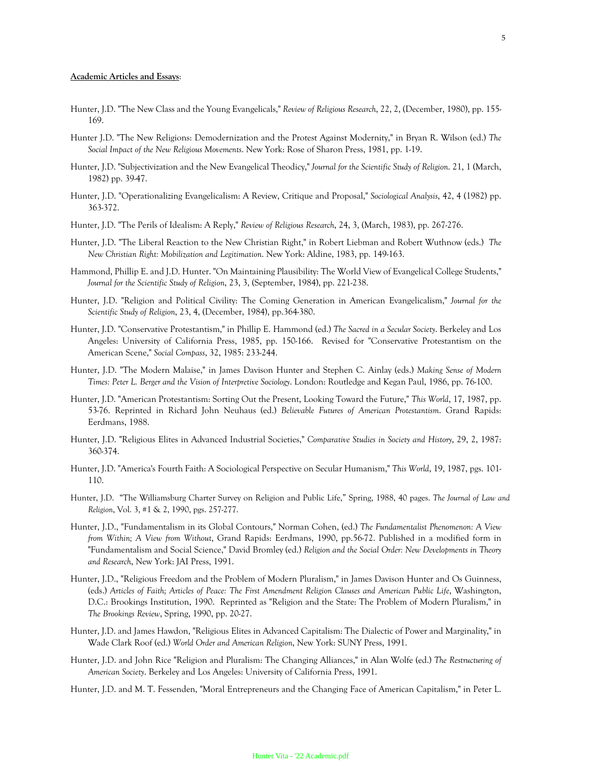**Academic Articles and Essays**:

Hunter, J.D. "The New Class and the Young Evangelicals," *Review of Religious Research*, 22, 2, (December, 1980), pp. 155-169.

Hunter J.D. "The New Religions: Demodernization and the Protest Against Modernity," in Bryan R. Wilson (ed.) *The Social Impact of the New Religious Movements*. New York: Rose of Sharon Press, 1981, pp. 1-19.

Hunter, J.D. "Subjectivization and the New Evangelical Theodicy," *Journal for the Scientific Study of Religion*. 21, 1 (March, 1982) pp. 39-47.

Hunter, J.D. "Operationalizing Evangelicalism: A Review, Critique and Proposal," *Sociological Analysis*, 42, 4 (1982) pp. 363-372.

Hunter, J.D. "The Perils of Idealism: A Reply," *Review of Religious Research*, 24, 3, (March, 1983), pp. 267-276.

Hunter, J.D. "The Liberal Reaction to the New Christian Right," in Robert Liebman and Robert Wuthnow (eds.) *The New Christian Right: Mobilization and Legitimation*. New York: Aldine, 1983, pp. 149-163.

Hammond, Phillip E. and J.D. Hunter. "On Maintaining Plausibility: The World View of Evangelical College Students," *Journal for the Scientific Study of Religion*, 23, 3, (September, 1984), pp. 221-238.

Hunter, J.D. "Religion and Political Civility: The Coming Generation in American Evangelicalism," *Journal for the Scientific Study of Religion*, 23, 4, (December, 1984), pp.364-380.

Hunter, J.D. "Conservative Protestantism," in Phillip E. Hammond (ed.) *The Sacred in a Secular Society*. Berkeley and Los Angeles: University of California Press, 1985, pp. 150-166. Revised for "Conservative Protestantism on the American Scene," *Social Compass*, 32, 1985: 233-244.

Hunter, J.D. "The Modern Malaise," in James Davison Hunter and Stephen C. Ainlay (eds.) *Making Sense of Modern Times: Peter L. Berger and the Vision of Interpretive Sociology*. London: Routledge and Kegan Paul, 1986, pp. 76-100.

Hunter, J.D. "American Protestantism: Sorting Out the Present, Looking Toward the Future," *This World*, 17, 1987, pp. 53-76. Reprinted in Richard John Neuhaus (ed.) *Believable Futures of American Protestantism*. Grand Rapids: Eerdmans, 1988.

Hunter, J.D. "Religious Elites in Advanced Industrial Societies," *Comparative Studies in Society and History*, 29, 2, 1987: 360-374.

Hunter, J.D. "America's Fourth Faith: A Sociological Perspective on Secular Humanism," *This World*, 19, 1987, pgs. 101-110.

Hunter, J.D. "The Williamsburg Charter Survey on Religion and Public Life," Spring, 1988, 40 pages. *The Journal of Law and Religion*, Vol. 3, #1 & 2, 1990, pgs. 257-277.

Hunter, J.D., "Fundamentalism in its Global Contours," Norman Cohen, (ed.) *The Fundamentalist Phenomenon: A View from Within; A View from Without*, Grand Rapids: Eerdmans, 1990, pp.56-72. Published in a modified form in "Fundamentalism and Social Science," David Bromley (ed.) *Religion and the Social Order: New Developments in Theory and Research*, New York: JAI Press, 1991.

Hunter, J.D., "Religious Freedom and the Problem of Modern Pluralism," in James Davison Hunter and Os Guinness, (eds.) *Articles of Faith; Articles of Peace: The First Amendment Religion Clauses and American Public Life*, Washington, D.C.: Brookings Institution, 1990. Reprinted as "Religion and the State: The Problem of Modern Pluralism," in *The Brookings Review*, Spring, 1990, pp. 20-27.

Hunter, J.D. and James Hawdon, "Religious Elites in Advanced Capitalism: The Dialectic of Power and Marginality," in Wade Clark Roof (ed.) *World Order and American Religion*, New York: SUNY Press, 1991.

Hunter, J.D. and John Rice "Religion and Pluralism: The Changing Alliances," in Alan Wolfe (ed.) *The Restructuring of American Society*. Berkeley and Los Angeles: University of California Press, 1991.

Hunter, J.D. and M. T. Fessenden, "Moral Entrepreneurs and the Changing Face of American Capitalism," in Peter L.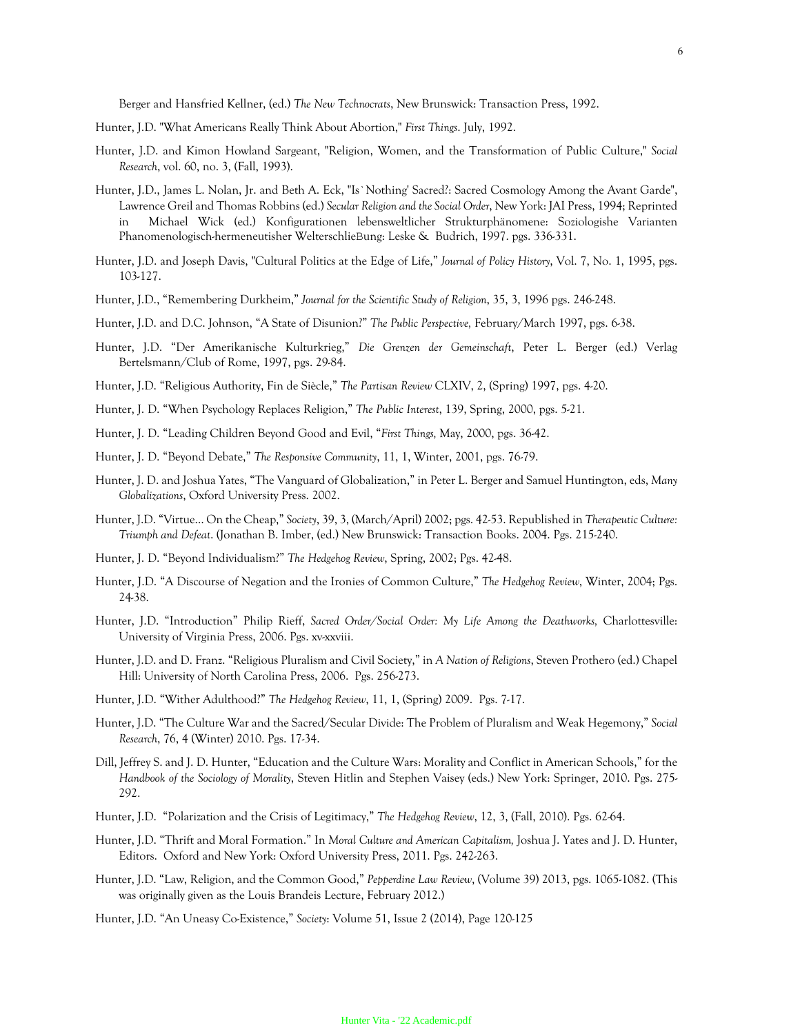Berger and Hansfried Kellner, (ed.) *The New Technocrats*, New Brunswick: Transaction Press, 1992.

Hunter, J.D. "What Americans Really Think About Abortion," *First Things*. July, 1992.

Hunter, J.D. and Kimon Howland Sargeant, "Religion, Women, and the Transformation of Public Culture," *Social Research*, vol. 60, no. 3, (Fall, 1993).

Hunter, J.D., James L. Nolan, Jr. and Beth A. Eck, "Is`Nothing' Sacred?: Sacred Cosmology Among the Avant Garde", Lawrence Greil and Thomas Robbins (ed.) *Secular Religion and the Social Order*, New York: JAI Press, 1994; Reprinted in Michael Wick (ed.) Konfigurationen lebensweltlicher Strukturphänomene: Soziologishe Varianten Phanomenologisch-hermeneutisher WelterschlieBung: Leske & Budrich, 1997. pgs. 336-331.

Hunter, J.D. and Joseph Davis, "Cultural Politics at the Edge of Life," *Journal of Policy History*, Vol. 7, No. 1, 1995, pgs. 103-127.

Hunter, J.D., "Remembering Durkheim," *Journal for the Scientific Study of Religion*, 35, 3, 1996 pgs. 246-248.

Hunter, J.D. and D.C. Johnson, "A State of Disunion?" *The Public Perspective,* February/March 1997, pgs. 6-38.

Hunter, J.D. "Der Amerikanische Kulturkrieg," *Die Grenzen der Gemeinschaft*, Peter L. Berger (ed.) Verlag Bertelsmann/Club of Rome, 1997, pgs. 29-84.

Hunter, J.D. "Religious Authority, Fin de Siècle," *The Partisan Review* CLXIV, 2, (Spring) 1997, pgs. 4-20.

Hunter, J. D. "When Psychology Replaces Religion," *The Public Interest*, 139, Spring, 2000, pgs. 5-21.

Hunter, J. D. "Leading Children Beyond Good and Evil, "*First Things,* May, 2000, pgs. 36-42.

Hunter, J. D. "Beyond Debate," *The Responsive Community*, 11, 1, Winter, 2001, pgs. 76-79.

Hunter, J. D. and Joshua Yates, "The Vanguard of Globalization," in Peter L. Berger and Samuel Huntington, eds, *Many Globalizations*, Oxford University Press. 2002.

Hunter, J.D. "Virtue… On the Cheap," *Society*, 39, 3, (March/April) 2002; pgs. 42-53. Republished in *Therapeutic Culture: Triumph and Defeat*. (Jonathan B. Imber, (ed.) New Brunswick: Transaction Books. 2004. Pgs. 215-240.

Hunter, J. D. "Beyond Individualism?" *The Hedgehog Review*, Spring, 2002; Pgs. 42-48.

Hunter, J.D. "A Discourse of Negation and the Ironies of Common Culture," *The Hedgehog Review*, Winter, 2004; Pgs. 24-38.

Hunter, J.D. "Introduction" Philip Rieff, *Sacred Order/Social Order: My Life Among the Deathworks,* Charlottesville: University of Virginia Press, 2006. Pgs. xv-xxviii.

Hunter, J.D. and D. Franz. "Religious Pluralism and Civil Society," in *A Nation of Religions*, Steven Prothero (ed.) Chapel Hill: University of North Carolina Press, 2006. Pgs. 256-273.

Hunter, J.D. "Wither Adulthood?" *The Hedgehog Review*, 11, 1, (Spring) 2009. Pgs. 7-17.

Hunter, J.D. "The Culture War and the Sacred/Secular Divide: The Problem of Pluralism and Weak Hegemony," *Social Research*, 76, 4 (Winter) 2010. Pgs. 17-34.

Dill, Jeffrey S. and J. D. Hunter, "Education and the Culture Wars: Morality and Conflict in American Schools," for the *Handbook of the Sociology of Morality*, Steven Hitlin and Stephen Vaisey (eds.) New York: Springer, 2010. Pgs. 275-292.

Hunter, J.D. "Polarization and the Crisis of Legitimacy," *The Hedgehog Review*, 12, 3, (Fall, 2010). Pgs. 62-64.

Hunter, J.D. "Thrift and Moral Formation." In *Moral Culture and American Capitalism,* Joshua J. Yates and J. D. Hunter, Editors. Oxford and New York: Oxford University Press, 2011. Pgs. 242-263.

Hunter, J.D. "Law, Religion, and the Common Good," *Pepperdine Law Review*, (Volume 39) 2013, pgs. 1065-1082. (This was originally given as the Louis Brandeis Lecture, February 2012.)

Hunter, J.D. "An Uneasy Co-Existence," *Society*: Volume 51, Issue 2 (2014), Page 120-125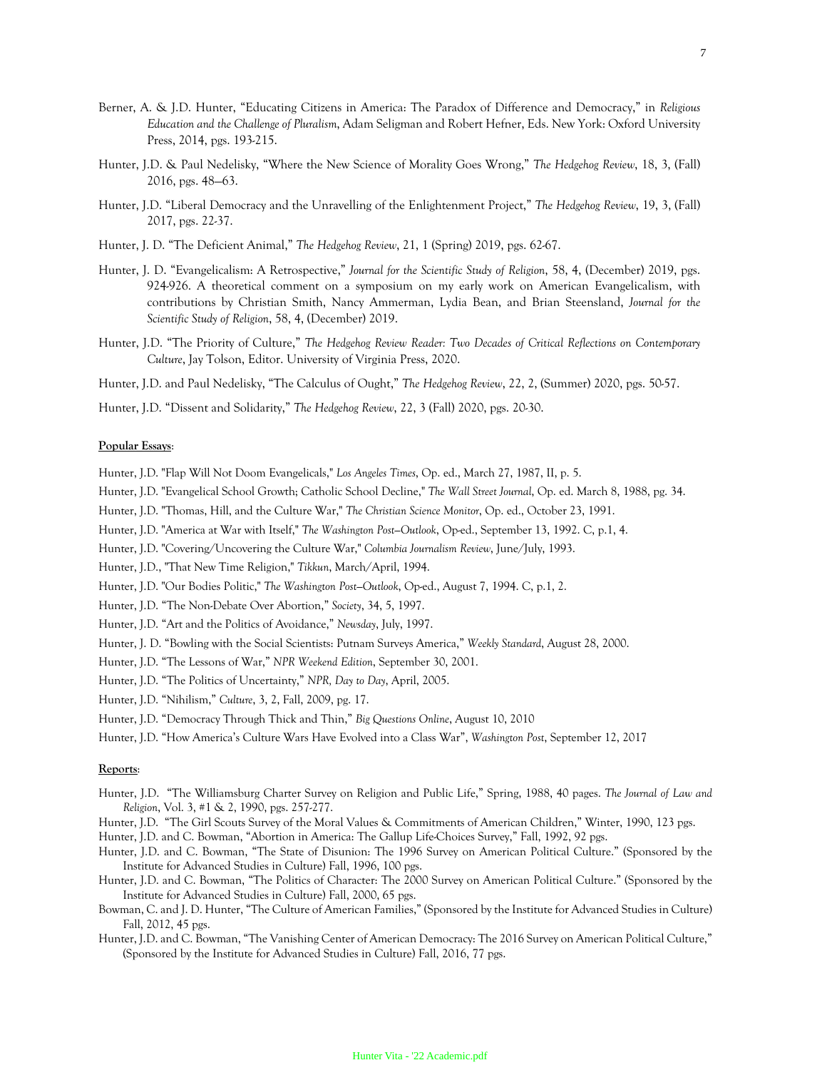Berner, A. & J.D. Hunter, "Educating Citizens in America: The Paradox of Difference and Democracy," in *Religious Education and the Challenge of Pluralism*, Adam Seligman and Robert Hefner, Eds. New York: Oxford University Press, 2014, pgs. 193-215.

Hunter, J.D. & Paul Nedelisky, "Where the New Science of Morality Goes Wrong," *The Hedgehog Review*, 18, 3, (Fall) 2016, pgs. 48—63.

Hunter, J.D. "Liberal Democracy and the Unravelling of the Enlightenment Project," *The Hedgehog Review*, 19, 3, (Fall) 2017, pgs. 22-37.

Hunter, J. D. "The Deficient Animal," *The Hedgehog Review*, 21, 1 (Spring) 2019, pgs. 62-67.

Hunter, J. D. "Evangelicalism: A Retrospective," *Journal for the Scientific Study of Religion*, 58, 4, (December) 2019, pgs. 924-926. A theoretical comment on a symposium on my early work on American Evangelicalism, with contributions by Christian Smith, Nancy Ammerman, Lydia Bean, and Brian Steensland, *Journal for the Scientific Study of Religion*, 58, 4, (December) 2019.

Hunter, J.D. "The Priority of Culture," *The Hedgehog Review Reader: Two Decades of Critical Reflections on Contemporary Culture*, Jay Tolson, Editor. University of Virginia Press, 2020.

Hunter, J.D. and Paul Nedelisky, "The Calculus of Ought," *The Hedgehog Review*, 22, 2, (Summer) 2020, pgs. 50-57.

Hunter, J.D. "Dissent and Solidarity," *The Hedgehog Review*, 22, 3 (Fall) 2020, pgs. 20-30.

**Popular Essays**:

Hunter, J.D. "Flap Will Not Doom Evangelicals," *Los Angeles Times*, Op. ed., March 27, 1987, II, p. 5.

Hunter, J.D. "Evangelical School Growth; Catholic School Decline," *The Wall Street Journal*, Op. ed. March 8, 1988, pg. 34.

Hunter, J.D. "Thomas, Hill, and the Culture War," *The Christian Science Monitor*, Op. ed., October 23, 1991.

Hunter, J.D. "America at War with Itself," *The Washington Post—Outlook*, Op-ed., September 13, 1992. C, p.1, 4.

Hunter, J.D. "Covering/Uncovering the Culture War," *Columbia Journalism Review*, June/July, 1993.

Hunter, J.D., "That New Time Religion," *Tikkun*, March/April, 1994.

Hunter, J.D. "Our Bodies Politic," *The Washington Post—Outlook*, Op-ed., August 7, 1994. C, p.1, 2.

Hunter, J.D. "The Non-Debate Over Abortion," *Society*, 34, 5, 1997.

Hunter, J.D. "Art and the Politics of Avoidance," *Newsday*, July, 1997.

Hunter, J. D. "Bowling with the Social Scientists: Putnam Surveys America," *Weekly Standard*, August 28, 2000.

Hunter, J.D. "The Lessons of War," *NPR Weekend Edition*, September 30, 2001.

Hunter, J.D. "The Politics of Uncertainty," *NPR, Day to Day*, April, 2005.

Hunter, J.D. "Nihilism," *Culture*, 3, 2, Fall, 2009, pg. 17.

Hunter, J.D. "Democracy Through Thick and Thin," *Big Questions Online*, August 10, 2010

Hunter, J.D. "How America's Culture Wars Have Evolved into a Class War", *Washington Post*, September 12, 2017

**Reports**:

Hunter, J.D. "The Williamsburg Charter Survey on Religion and Public Life," Spring, 1988, 40 pages. *The Journal of Law and Religion*, Vol. 3, #1 & 2, 1990, pgs. 257-277.

Hunter, J.D. "The Girl Scouts Survey of the Moral Values & Commitments of American Children," Winter, 1990, 123 pgs.

Hunter, J.D. and C. Bowman, "Abortion in America: The Gallup Life-Choices Survey," Fall, 1992, 92 pgs.

Hunter, J.D. and C. Bowman, "The State of Disunion: The 1996 Survey on American Political Culture." (Sponsored by the Institute for Advanced Studies in Culture) Fall, 1996, 100 pgs.

Hunter, J.D. and C. Bowman, "The Politics of Character: The 2000 Survey on American Political Culture." (Sponsored by the Institute for Advanced Studies in Culture) Fall, 2000, 65 pgs.

Bowman, C. and J. D. Hunter, "The Culture of American Families," (Sponsored by the Institute for Advanced Studies in Culture) Fall, 2012, 45 pgs.

Hunter, J.D. and C. Bowman, "The Vanishing Center of American Democracy: The 2016 Survey on American Political Culture," (Sponsored by the Institute for Advanced Studies in Culture) Fall, 2016, 77 pgs.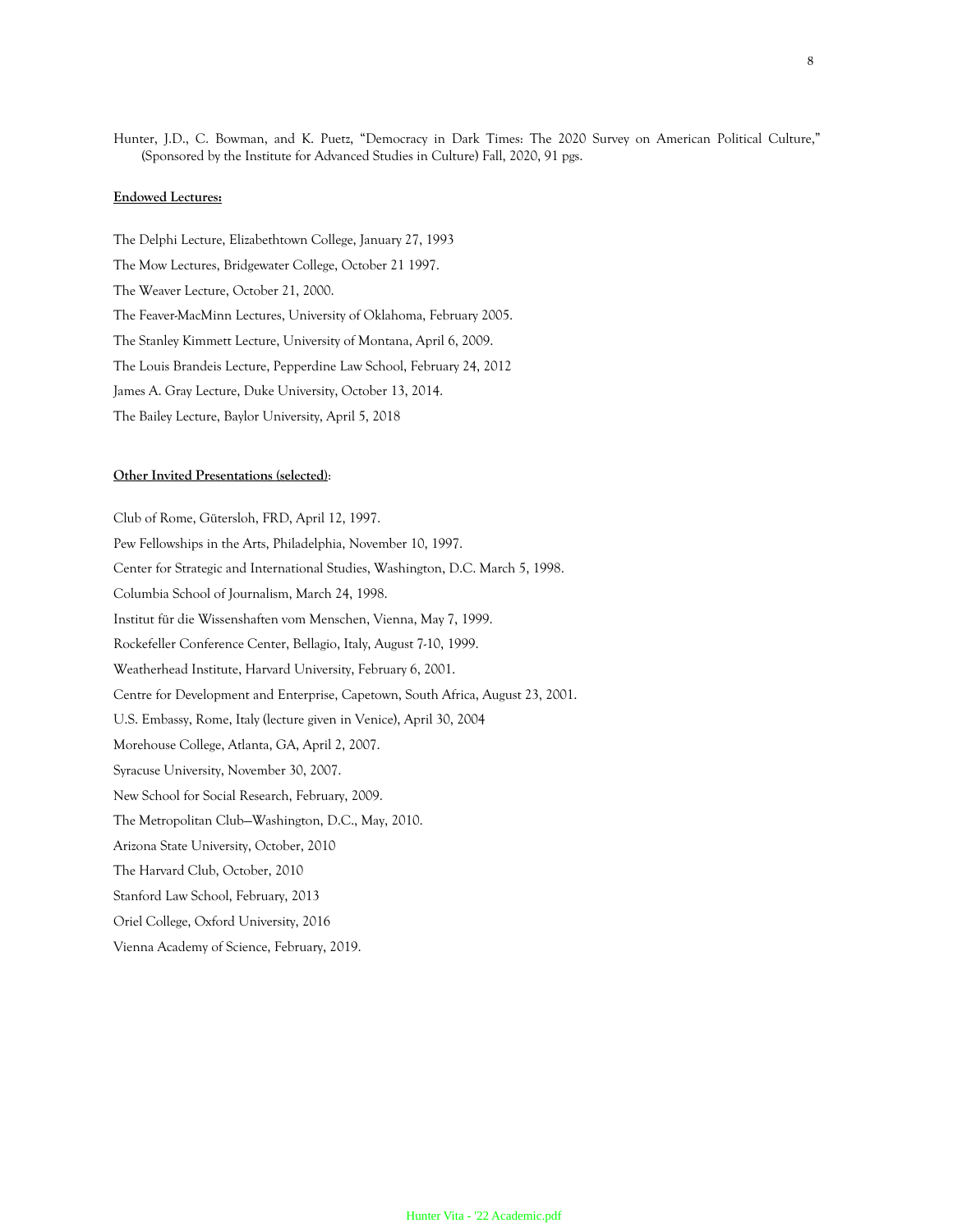Hunter, J.D., C. Bowman, and K. Puetz, "Democracy in Dark Times: The 2020 Survey on American Political Culture," (Sponsored by the Institute for Advanced Studies in Culture) Fall, 2020, 91 pgs.

**Endowed Lectures:**

The Delphi Lecture, Elizabethtown College, January 27, 1993

The Mow Lectures, Bridgewater College, October 21 1997.

The Weaver Lecture, October 21, 2000.

The Feaver-MacMinn Lectures, University of Oklahoma, February 2005.

The Stanley Kimmett Lecture, University of Montana, April 6, 2009.

The Louis Brandeis Lecture, Pepperdine Law School, February 24, 2012

James A. Gray Lecture, Duke University, October 13, 2014.

The Bailey Lecture, Baylor University, April 5, 2018

**Other Invited Presentations (selected):**

Club of Rome, Gütersloh, FRD, April 12, 1997.

Pew Fellowships in the Arts, Philadelphia, November 10, 1997.

Center for Strategic and International Studies, Washington, D.C. March 5, 1998.

Columbia School of Journalism, March 24, 1998.

Institut für die Wissenshaften vom Menschen, Vienna, May 7, 1999.

Rockefeller Conference Center, Bellagio, Italy, August 7-10, 1999.

Weatherhead Institute, Harvard University, February 6, 2001.

Centre for Development and Enterprise, Capetown, South Africa, August 23, 2001.

U.S. Embassy, Rome, Italy (lecture given in Venice), April 30, 2004

Morehouse College, Atlanta, GA, April 2, 2007.

Syracuse University, November 30, 2007.

New School for Social Research, February, 2009.

The Metropolitan Club—Washington, D.C., May, 2010.

Arizona State University, October, 2010

The Harvard Club, October, 2010

Stanford Law School, February, 2013

Oriel College, Oxford University, 2016

Vienna Academy of Science, February, 2019.